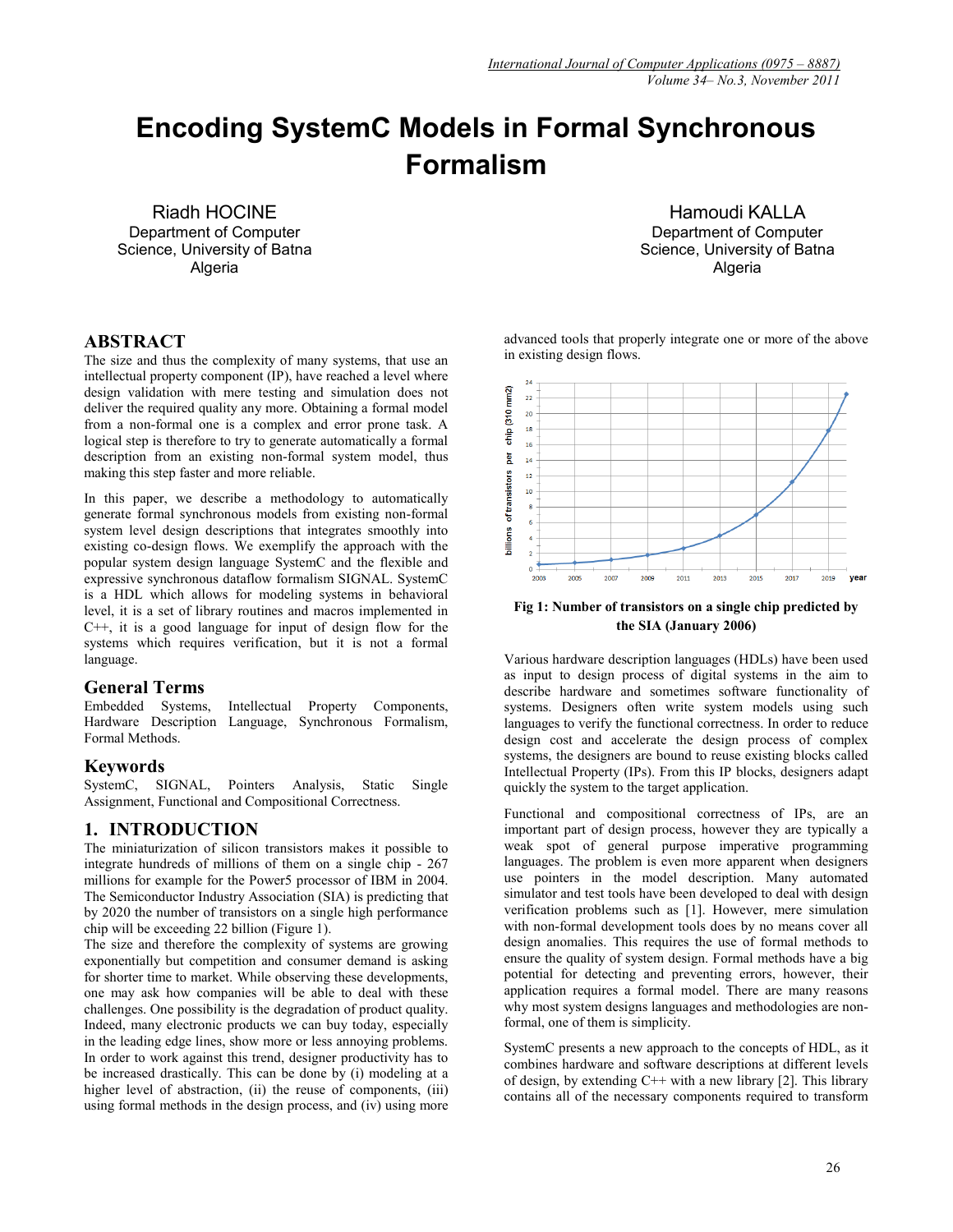# Encoding SystemC Models in Formal Synchronous Formalism

Riadh HOCINE
Department of Computer Science, University of Batna
Algeria

Hamoudi KALLA
Department of Computer Science, University of Batna
Algeria

## ABSTRACT

The size and thus the complexity of many systems, that use an intellectual property component (IP), have reached a level where design validation with mere testing and simulation does not deliver the required quality any more. Obtaining a formal model from a non-formal one is a complex and error prone task. A logical step is therefore to try to generate automatically a formal description from an existing non-formal system model, thus making this step faster and more reliable.

In this paper, we describe a methodology to automatically generate formal synchronous models from existing non-formal system level design descriptions that integrates smoothly into existing co-design flows. We exemplify the approach with the popular system design language SystemC and the flexible and expressive synchronous dataflow formalism SIGNAL. SystemC is a HDL which allows for modeling systems in behavioral level, it is a set of library routines and macros implemented in C++, it is a good language for input of design flow for the systems which requires verification, but it is not a formal language.

## General Terms

Embedded Systems, Intellectual Property Components, Hardware Description Language, Synchronous Formalism, Formal Methods.

## Keywords

SystemC, SIGNAL, Pointers Analysis, Static Single Assignment, Functional and Compositional Correctness.

## 1. INTRODUCTION

The miniaturization of silicon transistors makes it possible to integrate hundreds of millions of them on a single chip - 267 millions for example for the Power5 processor of IBM in 2004. The Semiconductor Industry Association (SIA) is predicting that by 2020 the number of transistors on a single high performance chip will be exceeding 22 billion (Figure 1).

The size and therefore the complexity of systems are growing exponentially but competition and consumer demand is asking for shorter time to market. While observing these developments, one may ask how companies will be able to deal with these challenges. One possibility is the degradation of product quality. Indeed, many electronic products we can buy today, especially in the leading edge lines, show more or less annoying problems. In order to work against this trend, designer productivity has to be increased drastically. This can be done by (i) modeling at a higher level of abstraction, (ii) the reuse of components, (iii) using formal methods in the design process, and (iv) using more advanced tools that properly integrate one or more of the above in existing design flows.

**Fig 1: Number of transistors on a single chip predicted by the SIA (January 2006)**

Various hardware description languages (HDLs) have been used as input to design process of digital systems in the aim to describe hardware and sometimes software functionality of systems. Designers often write system models using such languages to verify the functional correctness. In order to reduce design cost and accelerate the design process of complex systems, the designers are bound to reuse existing blocks called Intellectual Property (IPs). From this IP blocks, designers adapt quickly the system to the target application.

Functional and compositional correctness of IPs, are an important part of design process, however they are typically a weak spot of general purpose imperative programming languages. The problem is even more apparent when designers use pointers in the model description. Many automated simulator and test tools have been developed to deal with design verification problems such as [1]. However, mere simulation with non-formal development tools does by no means cover all design anomalies. This requires the use of formal methods to ensure the quality of system design. Formal methods have a big potential for detecting and preventing errors, however, their application requires a formal model. There are many reasons why most system designs languages and methodologies are non-formal, one of them is simplicity.

SystemC presents a new approach to the concepts of HDL, as it combines hardware and software descriptions at different levels of design, by extending C++ with a new library [2]. This library contains all of the necessary components required to transform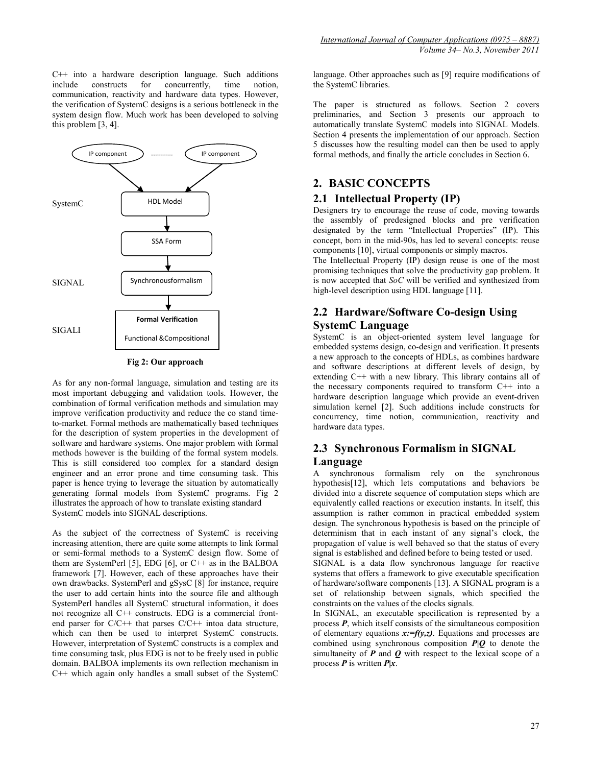C++ into a hardware description language. Such additions include constructs for concurrently, time notion, communication, reactivity and hardware data types. However, the verification of SystemC designs is a serious bottleneck in the system design flow. Much work has been developed to solving this problem [3, 4].

**Fig 2: Our approach**

As for any non-formal language, simulation and testing are its most important debugging and validation tools. However, the combination of formal verification methods and simulation may improve verification productivity and reduce the co stand time-to-market. Formal methods are mathematically based techniques for the description of system properties in the development of software and hardware systems. One major problem with formal methods however is the building of the formal system models. This is still considered too complex for a standard design engineer and an error prone and time consuming task. This paper is hence trying to leverage the situation by automatically generating formal models from SystemC programs. Fig 2 illustrates the approach of how to translate existing standard SystemC models into SIGNAL descriptions.

As the subject of the correctness of SystemC is receiving increasing attention, there are quite some attempts to link formal or semi-formal methods to a SystemC design flow. Some of them are SystemPerl [5], EDG [6], or C++ as in the BALBOA framework [7]. However, each of these approaches have their own drawbacks. SystemPerl and gSysC [8] for instance, require the user to add certain hints into the source file and although SystemPerl handles all SystemC structural information, it does not recognize all C++ constructs. EDG is a commercial front-end parser for C/C++ that parses C/C++ intoa data structure, which can then be used to interpret SystemC constructs. However, interpretation of SystemC constructs is a complex and time consuming task, plus EDG is not to be freely used in public domain. BALBOA implements its own reflection mechanism in C++ which again only handles a small subset of the SystemC language. Other approaches such as [9] require modifications of the SystemC libraries.

The paper is structured as follows. Section 2 covers preliminaries, and Section 3 presents our approach to automatically translate SystemC models into SIGNAL Models. Section 4 presents the implementation of our approach. Section 5 discusses how the resulting model can then be used to apply formal methods, and finally the article concludes in Section 6.

## 2. BASIC CONCEPTS

### 2.1 Intellectual Property (IP)

Designers try to encourage the reuse of code, moving towards the assembly of predesigned blocks and pre verification designated by the term "Intellectual Properties" (IP). This concept, born in the mid-90s, has led to several concepts: reuse components [10], virtual components or simply macros.

The Intellectual Property (IP) design reuse is one of the most promising techniques that solve the productivity gap problem. It is now accepted that *SoC* will be verified and synthesized from high-level description using HDL language [11].

### 2.2 Hardware/Software Co-design Using SystemC Language

SystemC is an object-oriented system level language for embedded systems design, co-design and verification. It presents a new approach to the concepts of HDLs, as combines hardware and software descriptions at different levels of design, by extending C++ with a new library. This library contains all of the necessary components required to transform C++ into a hardware description language which provide an event-driven simulation kernel [2]. Such additions include constructs for concurrency, time notion, communication, reactivity and hardware data types.

### 2.3 Synchronous Formalism in SIGNAL Language

A synchronous formalism rely on the synchronous hypothesis[12], which lets computations and behaviors be divided into a discrete sequence of computation steps which are equivalently called reactions or execution instants. In itself, this assumption is rather common in practical embedded system design. The synchronous hypothesis is based on the principle of determinism that in each instant of any signal's clock, the propagation of value is well behaved so that the status of every signal is established and defined before to being tested or used.

SIGNAL is a data flow synchronous language for reactive systems that offers a framework to give executable specification of hardware/software components [13]. A SIGNAL program is a set of relationship between signals, which specified the constraints on the values of the clocks signals.

In SIGNAL, an executable specification is represented by a process ***P***, which itself consists of the simultaneous composition of elementary equations $x:=f(y,z)$. Equations and processes are combined using synchronous composition ***P|Q*** to denote the simultaneity of ***P*** and ***Q*** with respect to the lexical scope of a process ***P*** is written ***P|x***.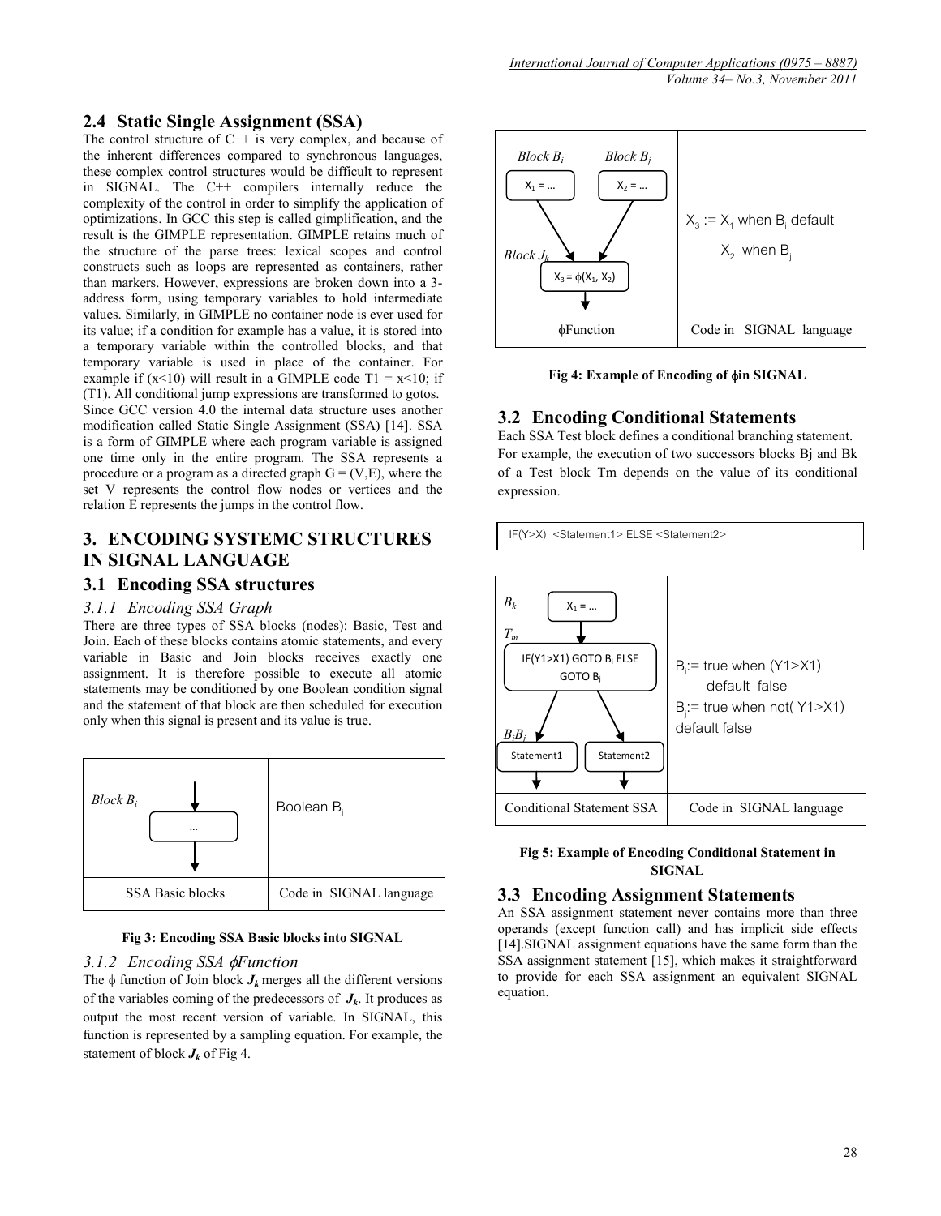## 2.4 Static Single Assignment (SSA)

The control structure of C++ is very complex, and because of the inherent differences compared to synchronous languages, these complex control structures would be difficult to represent in SIGNAL. The C++ compilers internally reduce the complexity of the control in order to simplify the application of optimizations. In GCC this step is called gimplification, and the result is the GIMPLE representation. GIMPLE retains much of the structure of the parse trees: lexical scopes and control constructs such as loops are represented as containers, rather than markers. However, expressions are broken down into a 3-address form, using temporary variables to hold intermediate values. Similarly, in GIMPLE no container node is ever used for its value; if a condition for example has a value, it is stored into a temporary variable within the controlled blocks, and that temporary variable is used in place of the container. For example if (x<10) will result in a GIMPLE code T1 = x<10; if (T1). All conditional jump expressions are transformed to gotos. Since GCC version 4.0 the internal data structure uses another modification called Static Single Assignment (SSA) [14]. SSA is a form of GIMPLE where each program variable is assigned one time only in the entire program. The SSA represents a procedure or a program as a directed graph $G = (V,E)$, where the set V represents the control flow nodes or vertices and the relation E represents the jumps in the control flow.

# 3. ENCODING SYSTEMC STRUCTURES IN SIGNAL LANGUAGE

## 3.1 Encoding SSA structures

### *3.1.1 Encoding SSA Graph*

There are three types of SSA blocks (nodes): Basic, Test and Join. Each of these blocks contains atomic statements, and every variable in Basic and Join blocks receives exactly one assignment. It is therefore possible to execute all atomic statements may be conditioned by one Boolean condition signal and the statement of that block are then scheduled for execution only when this signal is present and its value is true.

| *Block $B_i$* ... | Boolean $B_i$ |
|---|---|
| SSA Basic blocks | Code in SIGNAL language |

**Fig 3: Encoding SSA Basic blocks into SIGNAL**

### *3.1.2 Encoding SSA ϕFunction*

The ϕ function of Join block $J_k$ merges all the different versions of the variables coming of the predecessors of $J_k$. It produces as output the most recent version of variable. In SIGNAL, this function is represented by a sampling equation. For example, the statement of block $J_k$ of Fig 4.

| *Block $B_i$*: $X_1 = \ldots$ ; *Block $B_j$*: $X_2 = \ldots$ ; *Block $J_k$*: $X_3 = \phi(X_1, X_2)$ | $X_3 := X_1$ when $B_i$ default $X_2$ when $B_j$ |
|---|---|
| ϕFunction | Code in SIGNAL language |

**Fig 4: Example of Encoding of ϕin SIGNAL**

## 3.2 Encoding Conditional Statements

Each SSA Test block defines a conditional branching statement. For example, the execution of two successors blocks Bj and Bk of a Test block Tm depends on the value of its conditional expression.

```
IF(Y>X)  <Statement1> ELSE <Statement2>
```

| $B_k$: $X_1 = \ldots$ ; $T_m$: IF(Y1>X1) GOTO $B_i$ ELSE GOTO $B_j$ ; $B_i B_j$: Statement1, Statement2 | $B_i$:= true when (Y1>X1) default false <br> $B_j$:= true when not( Y1>X1) default false |
|---|---|
| Conditional Statement SSA | Code in SIGNAL language |

**Fig 5: Example of Encoding Conditional Statement in SIGNAL**

## 3.3 Encoding Assignment Statements

An SSA assignment statement never contains more than three operands (except function call) and has implicit side effects [14].SIGNAL assignment equations have the same form than the SSA assignment statement [15], which makes it straightforward to provide for each SSA assignment an equivalent SIGNAL equation.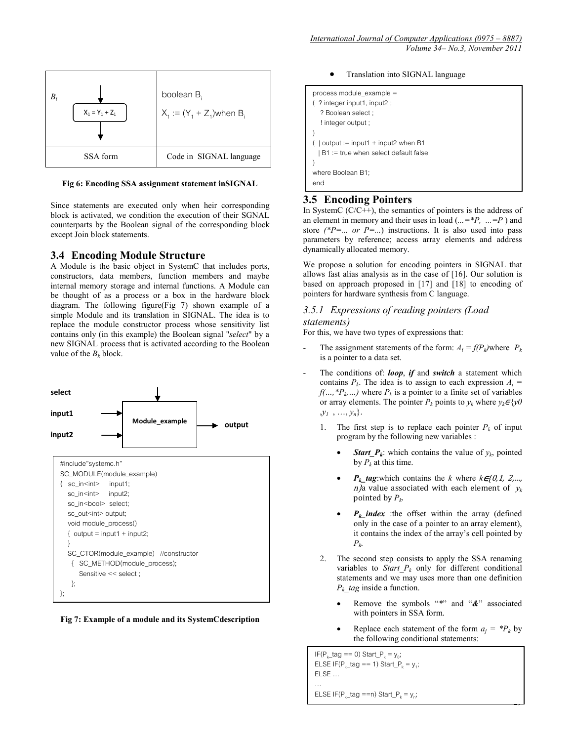| $B_i$ — $X_1 = Y_1 + Z_1$ | boolean $B_i$ <br> $X_1 := (Y_1 + Z_1)$when $B_i$ |
|---|---|
| SSA form | Code in SIGNAL language |

**Fig 6: Encoding SSA assignment statement inSIGNAL**

Since statements are executed only when heir corresponding block is activated, we condition the execution of their SGNAL counterparts by the Boolean signal of the corresponding block except Join block statements.

## 3.4 Encoding Module Structure

A Module is the basic object in SystemC that includes ports, constructors, data members, function members and maybe internal memory storage and internal functions. A Module can be thought of as a process or a box in the hardware block diagram. The following figure(Fig 7) shown example of a simple Module and its translation in SIGNAL. The idea is to replace the module constructor process whose sensitivity list contains only (in this example) the Boolean signal "*select*" by a new SIGNAL process that is activated according to the Boolean value of the $B_k$ block.

**select** → **Module_example** → **output**
**input1** →
**input2** →

```
#include"systemc.h"
SC_MODULE(module_example)
{  sc_in<int>   input1;
   sc_in<int>   input2;
   sc_in<bool>  select;
   sc_out<int> output;
   void module_process()
   {  output = input1 + input2;
   }
   SC_CTOR(module_example)   //constructor
    {  SC_METHOD(module_process);
       Sensitive << select ;
     };
};
```

**Fig 7: Example of a module and its SystemCdescription**

- Translation into SIGNAL language

```
process module_example =
(  ? integer input1, input2 ;
   ? Boolean select ;
   ! integer output ;
)
(  | output := input1 + input2 when B1
   | B1 := true when select default false
)
where Boolean B1;
end
```

## 3.5 Encoding Pointers

In SystemC (C/C++), the semantics of pointers is the address of an element in memory and their uses in load (*...=*P, ...=P* ) and store *(*P=... or P=...*) instructions. It is also used into pass parameters by reference; access array elements and address dynamically allocated memory.

We propose a solution for encoding pointers in SIGNAL that allows fast alias analysis as in the case of [16]. Our solution is based on approach proposed in [17] and [18] to encoding of pointers for hardware synthesis from C language.

### *3.5.1 Expressions of reading pointers (Load statements)*

For this, we have two types of expressions that:

- The assignment statements of the form: $A_i = f(P_k)$where $P_k$ is a pointer to a data set.
- The conditions of: ***loop***, ***if*** and ***switch*** a statement which contains $P_k$. The idea is to assign to each expression $A_i = f(\ldots, {*P_k}, \ldots)$ where $P_k$ is a pointer to a finite set of variables or array elements. The pointer $P_k$ points to $y_k$ where $y_k \in \{y_0, y_1, \ldots, y_n\}$.
  1. The first step is to replace each pointer $P_k$ of input program by the following new variables :
     - ***Start_P$_k$***: which contains the value of $y_k$, pointed by $P_k$ at this time.
     - ***P$_k$_tag***:which contains the *k* where $k \in \{0, 1, 2, \ldots, n\}$a value associated with each element of $y_k$ pointed by $P_k$.
     - ***P$_k$_index*** :the offset within the array (defined only in the case of a pointer to an array element), it contains the index of the array's cell pointed by $P_k$.
  2. The second step consists to apply the SSA renaming variables to *Start_P$_k$* only for different conditional statements and we may uses more than one definition *P$_k$_tag* inside a function.
     - Remove the symbols "*" and "**&**" associated with pointers in SSA form.
     - Replace each statement of the form $a_j = {*P_k}$ by the following conditional statements:

```
IF(Pk_tag == 0) Start_Pk = y0;
ELSE IF(Pk_tag == 1) Start_Pk = y1;
ELSE …
…
ELSE IF(Pk_tag ==n) Start_Pk = yn;
```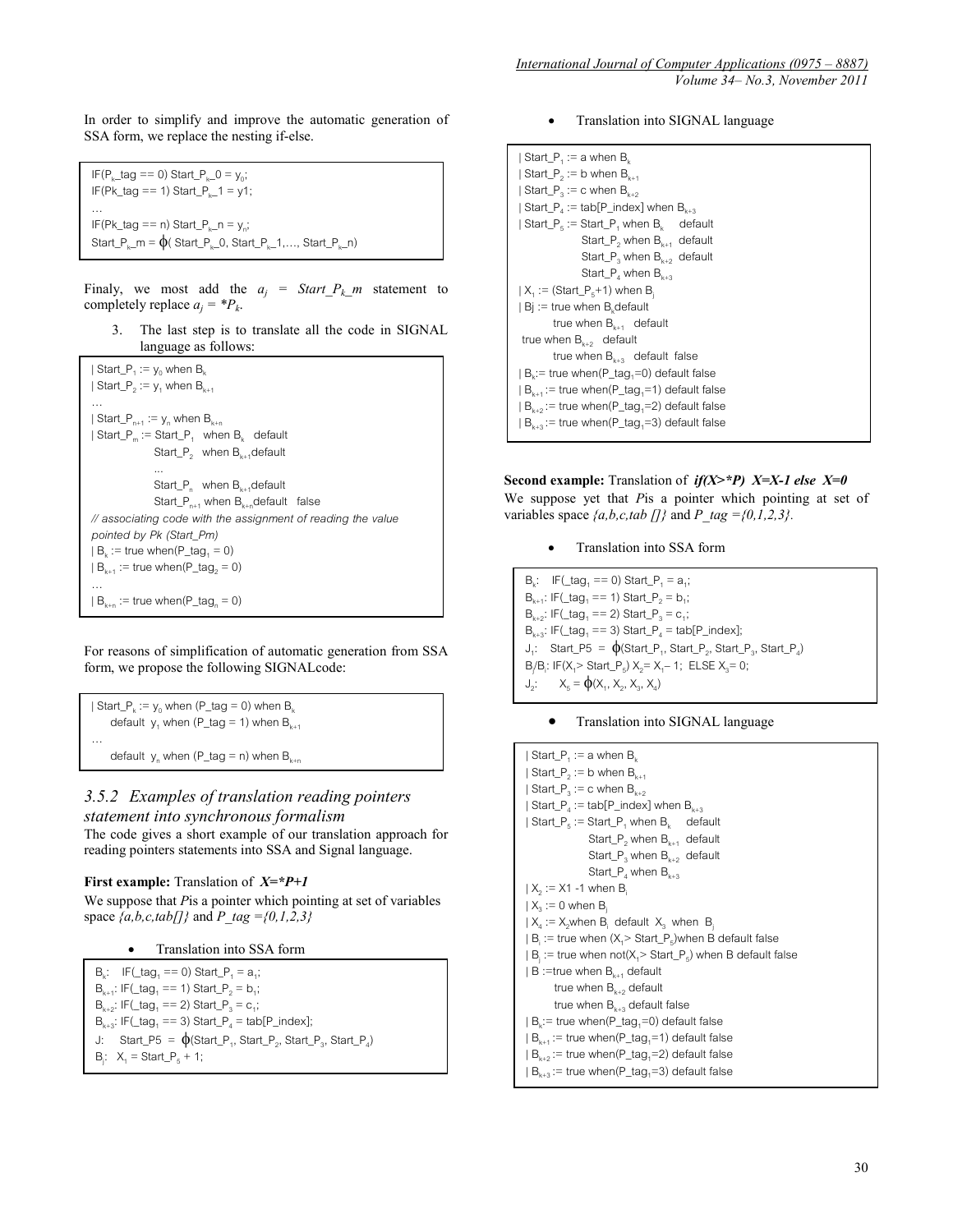In order to simplify and improve the automatic generation of SSA form, we replace the nesting if-else.

```
IF(Pk_tag == 0) Start_Pk_0 = y0;
IF(Pk_tag == 1) Start_Pk_1 = y1;
…
IF(Pk_tag == n) Start_Pk_n = yn;
Start_Pk_m = ϕ( Start_Pk_0, Start_Pk_1,…, Start_Pk_n)
```

Finaly, we most add the $a_j$ = *Start_$P_k$_m* statement to completely replace $a_j = *P_k$.

3. The last step is to translate all the code in SIGNAL language as follows:

```
| Start_P1 := y0 when Bk
| Start_P2 := y1 when Bk+1
…
| Start_Pn+1 := yn when Bk+n
| Start_Pm := Start_P1  when Bk  default
              Start_P2  when Bk+1default
              ...
              Start_Pn  when Bk+1default
              Start_Pn+1 when Bk+ndefault  false
// associating code with the assignment of reading the value
pointed by Pk (Start_Pm)
| Bk := true when(P_tag1 = 0)
| Bk+1 := true when(P_tag2 = 0)
…
| Bk+n := true when(P_tagn = 0)
```

For reasons of simplification of automatic generation from SSA form, we propose the following SIGNALcode:

```
| Start_Pk := y0 when (P_tag = 0) when Bk
     default  y1 when (P_tag = 1) when Bk+1
…
     default  yn when (P_tag = n) when Bk+n
```

### 3.5.2 Examples of translation reading pointers statement into synchronous formalism

The code gives a short example of our translation approach for reading pointers statements into SSA and Signal language.

**First example:** Translation of ***X=*P+1***

We suppose that *P*is a pointer which pointing at set of variables space *{a,b,c,tab[]}* and *P_tag ={0,1,2,3}*

- Translation into SSA form

```
Bk:   IF(_tag1 == 0) Start_P1 = a1;
Bk+1: IF(_tag1 == 1) Start_P2 = b1;
Bk+2: IF(_tag1 == 2) Start_P3 = c1;
Bk+3: IF(_tag1 == 3) Start_P4 = tab[P_index];
J:    Start_P5 = ϕ(Start_P1, Start_P2, Start_P3, Start_P4)
Bj:   X1 = Start_P5 + 1;
```

- Translation into SIGNAL language

```
| Start_P1 := a when Bk
| Start_P2 := b when Bk+1
| Start_P3 := c when Bk+2
| Start_P4 := tab[P_index] when Bk+3
| Start_P5 := Start_P1 when Bk    default
              Start_P2 when Bk+1  default
              Start_P3 when Bk+2  default
              Start_P4 when Bk+3
| X1 := (Start_P5+1) when Bj
| Bj := true when Bkdefault
        true when Bk+1   default
 true when Bk+2   default
        true when Bk+3   default  false
| Bk:= true when(P_tag1=0) default false
| Bk+1 := true when(P_tag1=1) default false
| Bk+2 := true when(P_tag1=2) default false
| Bk+3 := true when(P_tag1=3) default false
```

**Second example:** Translation of ***if(X>*P) X=X-1 else X=0***

We suppose yet that *P*is a pointer which pointing at set of variables space *{a,b,c,tab []}* and *P_tag ={0,1,2,3}.*

- Translation into SSA form

```
Bk:   IF(_tag1 == 0) Start_P1 = a1;
Bk+1: IF(_tag1 == 1) Start_P2 = b1;
Bk+2: IF(_tag1 == 2) Start_P3 = c1;
Bk+3: IF(_tag1 == 3) Start_P4 = tab[P_index];
J1:   Start_P5 = ϕ(Start_P1, Start_P2, Start_P3, Start_P4)
Bi/Bj: IF(X1> Start_P5) X2= X1– 1;  ELSE X3= 0;
J2:      X5 = ϕ(X1, X2, X3, X4)
```

- Translation into SIGNAL language

```
| Start_P1 := a when Bk
| Start_P2 := b when Bk+1
| Start_P3 := c when Bk+2
| Start_P4 := tab[P_index] when Bk+3
| Start_P5 := Start_P1 when Bk    default
              Start_P2 when Bk+1  default
              Start_P3 when Bk+2  default
              Start_P4 when Bk+3
| X2 := X1 -1 when Bi
| X3 := 0 when Bj
| X4 := X2when Bi  default  X3  when  Bj
| Bi := true when (X1> Start_P5)when B default false
| Bj := true when not(X1> Start_P5) when B default false
| B :=true when Bk+1 default
      true when Bk+2 default
      true when Bk+3 default false
| Bk:= true when(P_tag1=0) default false
| Bk+1 := true when(P_tag1=1) default false
| Bk+2 := true when(P_tag1=2) default false
| Bk+3 := true when(P_tag1=3) default false
```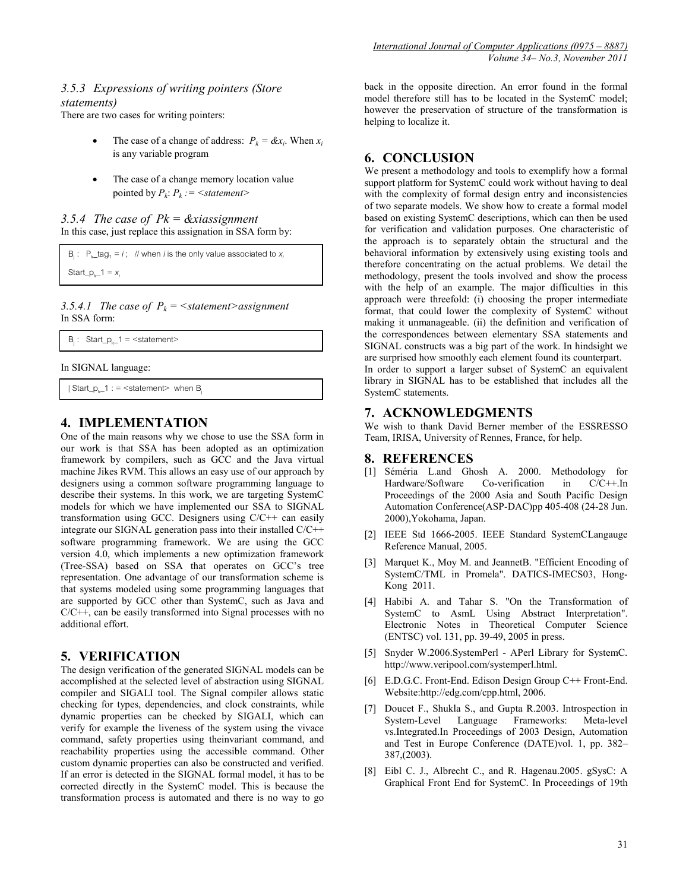### 3.5.3 Expressions of writing pointers (Store statements)

There are two cases for writing pointers:

- The case of a change of address: $P_k = \&x_i$. When $x_i$ is any variable program
- The case of a change memory location value pointed by $P_k$: $P_k := $ <statement>

### 3.5.4 The case of $Pk = \&xi$assignment

In this case, just replace this assignation in SSA form by:

```
Bj :  Pk_tag1 = i ;  // when i is the only value associated to xi
Start_pk_1 = xi
```

#### 3.5.4.1 The case of $P_k$ = <statement>assignment

In SSA form:

```
Bj :  Start_pk_1 = <statement>
```

In SIGNAL language:

```
| Start_pk_1 : = <statement>  when Bj
```

## 4. IMPLEMENTATION

One of the main reasons why we chose to use the SSA form in our work is that SSA has been adopted as an optimization framework by compilers, such as GCC and the Java virtual machine Jikes RVM. This allows an easy use of our approach by designers using a common software programming language to describe their systems. In this work, we are targeting SystemC models for which we have implemented our SSA to SIGNAL transformation using GCC. Designers using C/C++ can easily integrate our SIGNAL generation pass into their installed C/C++ software programming framework. We are using the GCC version 4.0, which implements a new optimization framework (Tree-SSA) based on SSA that operates on GCC's tree representation. One advantage of our transformation scheme is that systems modeled using some programming languages that are supported by GCC other than SystemC, such as Java and C/C++, can be easily transformed into Signal processes with no additional effort.

## 5. VERIFICATION

The design verification of the generated SIGNAL models can be accomplished at the selected level of abstraction using SIGNAL compiler and SIGALI tool. The Signal compiler allows static checking for types, dependencies, and clock constraints, while dynamic properties can be checked by SIGALI, which can verify for example the liveness of the system using the vivace command, safety properties using theinvariant command, and reachability properties using the accessible command. Other custom dynamic properties can also be constructed and verified. If an error is detected in the SIGNAL formal model, it has to be corrected directly in the SystemC model. This is because the transformation process is automated and there is no way to go back in the opposite direction. An error found in the formal model therefore still has to be located in the SystemC model; however the preservation of structure of the transformation is helping to localize it.

## 6. CONCLUSION

We present a methodology and tools to exemplify how a formal support platform for SystemC could work without having to deal with the complexity of formal design entry and inconsistencies of two separate models. We show how to create a formal model based on existing SystemC descriptions, which can then be used for verification and validation purposes. One characteristic of the approach is to separately obtain the structural and the behavioral information by extensively using existing tools and therefore concentrating on the actual problems. We detail the methodology, present the tools involved and show the process with the help of an example. The major difficulties in this approach were threefold: (i) choosing the proper intermediate format, that could lower the complexity of SystemC without making it unmanageable. (ii) the definition and verification of the correspondences between elementary SSA statements and SIGNAL constructs was a big part of the work. In hindsight we are surprised how smoothly each element found its counterpart.

In order to support a larger subset of SystemC an equivalent library in SIGNAL has to be established that includes all the SystemC statements.

## 7. ACKNOWLEDGMENTS

We wish to thank David Berner member of the ESSRESSO Team, IRISA, University of Rennes, France, for help.

## 8. REFERENCES

[1] Séméria L.and Ghosh A. 2000. Methodology for Hardware/Software Co-verification in C/C++.In Proceedings of the 2000 Asia and South Pacific Design Automation Conference(ASP-DAC)pp 405-408 (24-28 Jun. 2000),Yokohama, Japan.

[2] IEEE Std 1666-2005. IEEE Standard SystemCLangauge Reference Manual, 2005.

[3] Marquet K., Moy M. and JeannetB. "Efficient Encoding of SystemC/TML in Promela". DATICS-IMECS03, Hong-Kong 2011.

[4] Habibi A. and Tahar S. "On the Transformation of SystemC to AsmL Using Abstract Interpretation". Electronic Notes in Theoretical Computer Science (ENTSC) vol. 131, pp. 39-49, 2005 in press.

[5] Snyder W.2006.SystemPerl - APerl Library for SystemC. http://www.veripool.com/systemperl.html.

[6] E.D.G.C. Front-End. Edison Design Group C++ Front-End. Website:http://edg.com/cpp.html, 2006.

[7] Doucet F., Shukla S., and Gupta R.2003. Introspection in System-Level Language Frameworks: Meta-level vs.Integrated.In Proceedings of 2003 Design, Automation and Test in Europe Conference (DATE)vol. 1, pp. 382–387,(2003).

[8] Eibl C. J., Albrecht C., and R. Hagenau.2005. gSysC: A Graphical Front End for SystemC. In Proceedings of 19th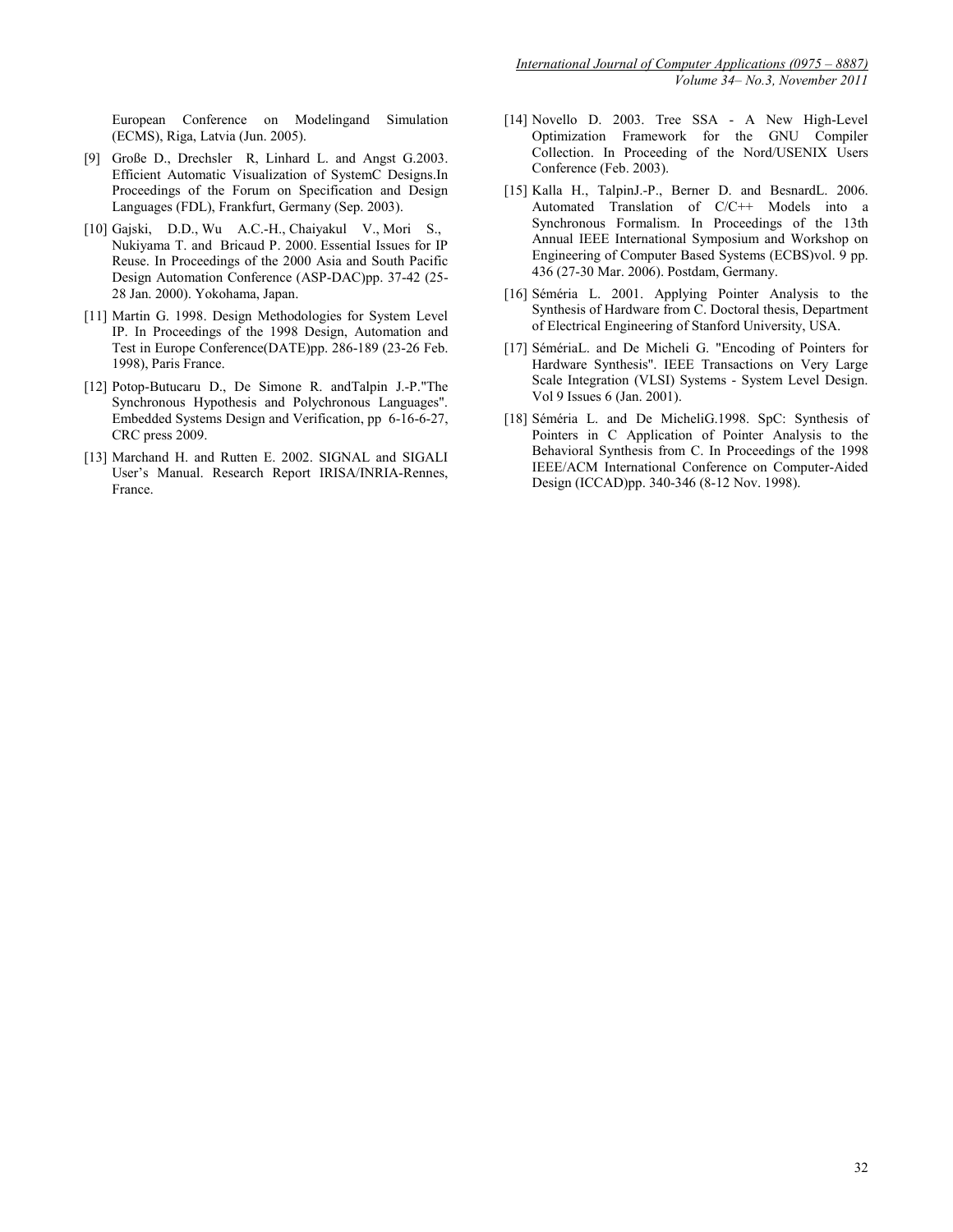European Conference on Modelingand Simulation (ECMS), Riga, Latvia (Jun. 2005).

[9] Große D., Drechsler R, Linhard L. and Angst G.2003. Efficient Automatic Visualization of SystemC Designs.In Proceedings of the Forum on Specification and Design Languages (FDL), Frankfurt, Germany (Sep. 2003).

[10] Gajski, D.D., Wu A.C.-H., Chaiyakul V., Mori S., Nukiyama T. and Bricaud P. 2000. Essential Issues for IP Reuse. In Proceedings of the 2000 Asia and South Pacific Design Automation Conference (ASP-DAC)pp. 37-42 (25-28 Jan. 2000). Yokohama, Japan.

[11] Martin G. 1998. Design Methodologies for System Level IP. In Proceedings of the 1998 Design, Automation and Test in Europe Conference(DATE)pp. 286-189 (23-26 Feb. 1998), Paris France.

[12] Potop-Butucaru D., De Simone R. andTalpin J.-P."The Synchronous Hypothesis and Polychronous Languages". Embedded Systems Design and Verification, pp 6-16-6-27, CRC press 2009.

[13] Marchand H. and Rutten E. 2002. SIGNAL and SIGALI User's Manual. Research Report IRISA/INRIA-Rennes, France.

[14] Novello D. 2003. Tree SSA - A New High-Level Optimization Framework for the GNU Compiler Collection. In Proceeding of the Nord/USENIX Users Conference (Feb. 2003).

[15] Kalla H., TalpinJ.-P., Berner D. and BesnardL. 2006. Automated Translation of C/C++ Models into a Synchronous Formalism. In Proceedings of the 13th Annual IEEE International Symposium and Workshop on Engineering of Computer Based Systems (ECBS)vol. 9 pp. 436 (27-30 Mar. 2006). Postdam, Germany.

[16] Séméria L. 2001. Applying Pointer Analysis to the Synthesis of Hardware from C. Doctoral thesis, Department of Electrical Engineering of Stanford University, USA.

[17] SémériaL. and De Micheli G. "Encoding of Pointers for Hardware Synthesis". IEEE Transactions on Very Large Scale Integration (VLSI) Systems - System Level Design. Vol 9 Issues 6 (Jan. 2001).

[18] Séméria L. and De MicheliG.1998. SpC: Synthesis of Pointers in C Application of Pointer Analysis to the Behavioral Synthesis from C. In Proceedings of the 1998 IEEE/ACM International Conference on Computer-Aided Design (ICCAD)pp. 340-346 (8-12 Nov. 1998).